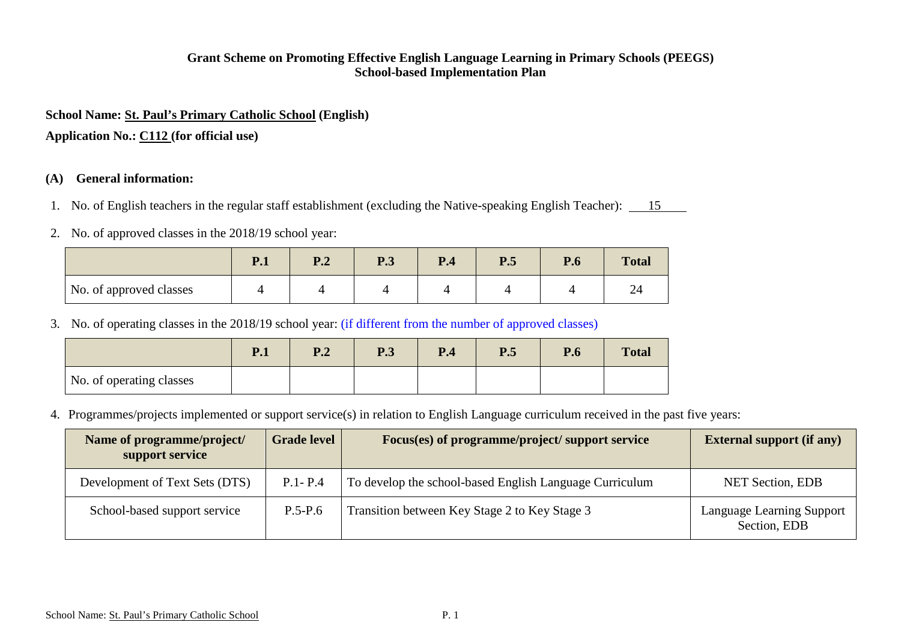**Grant Scheme on Promoting Effective English Language Learning in Primary Schools (PEEGS)**
**School-based Implementation Plan**

**School Name: St. Paul's Primary Catholic School (English)**

**Application No.: C112 (for official use)**

**(A) General information:**

1. No. of English teachers in the regular staff establishment (excluding the Native-speaking English Teacher): 15

2. No. of approved classes in the 2018/19 school year:

| | P.1 | P.2 | P.3 | P.4 | P.5 | P.6 | Total |
|---|---|---|---|---|---|---|---|
| No. of approved classes | 4 | 4 | 4 | 4 | 4 | 4 | 24 |

3. No. of operating classes in the 2018/19 school year: (if different from the number of approved classes)

| | P.1 | P.2 | P.3 | P.4 | P.5 | P.6 | Total |
|---|---|---|---|---|---|---|---|
| No. of operating classes | | | | | | | |

4. Programmes/projects implemented or support service(s) in relation to English Language curriculum received in the past five years:

| Name of programme/project/ support service | Grade level | Focus(es) of programme/project/ support service | External support (if any) |
|---|---|---|---|
| Development of Text Sets (DTS) | P.1- P.4 | To develop the school-based English Language Curriculum | NET Section, EDB |
| School-based support service | P.5-P.6 | Transition between Key Stage 2 to Key Stage 3 | Language Learning Support Section, EDB |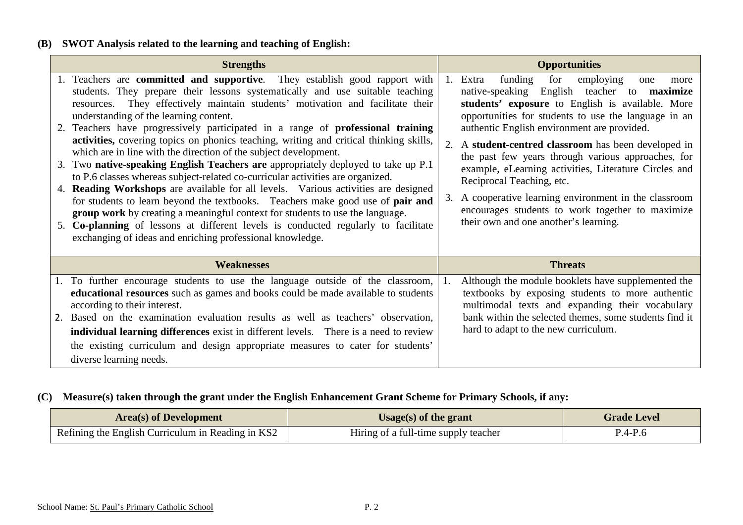### (B) SWOT Analysis related to the learning and teaching of English:

| Strengths | Opportunities |
|---|---|
| 1. Teachers are **committed and supportive**. They establish good rapport with students. They prepare their lessons systematically and use suitable teaching resources. They effectively maintain students' motivation and facilitate their understanding of the learning content.<br>2. Teachers have progressively participated in a range of **professional training activities,** covering topics on phonics teaching, writing and critical thinking skills, which are in line with the direction of the subject development.<br>3. Two **native-speaking English Teachers are** appropriately deployed to take up P.1 to P.6 classes whereas subject-related co-curricular activities are organized.<br>4. **Reading Workshops** are available for all levels. Various activities are designed for students to learn beyond the textbooks. Teachers make good use of **pair and group work** by creating a meaningful context for students to use the language.<br>5. **Co-planning** of lessons at different levels is conducted regularly to facilitate exchanging of ideas and enriching professional knowledge. | 1. Extra funding for employing one more native-speaking English teacher to **maximize students' exposure** to English is available. More opportunities for students to use the language in an authentic English environment are provided.<br>2. A **student-centred classroom** has been developed in the past few years through various approaches, for example, eLearning activities, Literature Circles and Reciprocal Teaching, etc.<br>3. A cooperative learning environment in the classroom encourages students to work together to maximize their own and one another's learning. |
| **Weaknesses** | **Threats** |
| 1. To further encourage students to use the language outside of the classroom, **educational resources** such as games and books could be made available to students according to their interest.<br>2. Based on the examination evaluation results as well as teachers' observation, **individual learning differences** exist in different levels. There is a need to review the existing curriculum and design appropriate measures to cater for students' diverse learning needs. | 1. Although the module booklets have supplemented the textbooks by exposing students to more authentic multimodal texts and expanding their vocabulary bank within the selected themes, some students find it hard to adapt to the new curriculum. |

### (C) Measure(s) taken through the grant under the English Enhancement Grant Scheme for Primary Schools, if any:

| Area(s) of Development | Usage(s) of the grant | Grade Level |
|---|---|---|
| Refining the English Curriculum in Reading in KS2 | Hiring of a full-time supply teacher | P.4-P.6 |

School Name: St. Paul's Primary Catholic School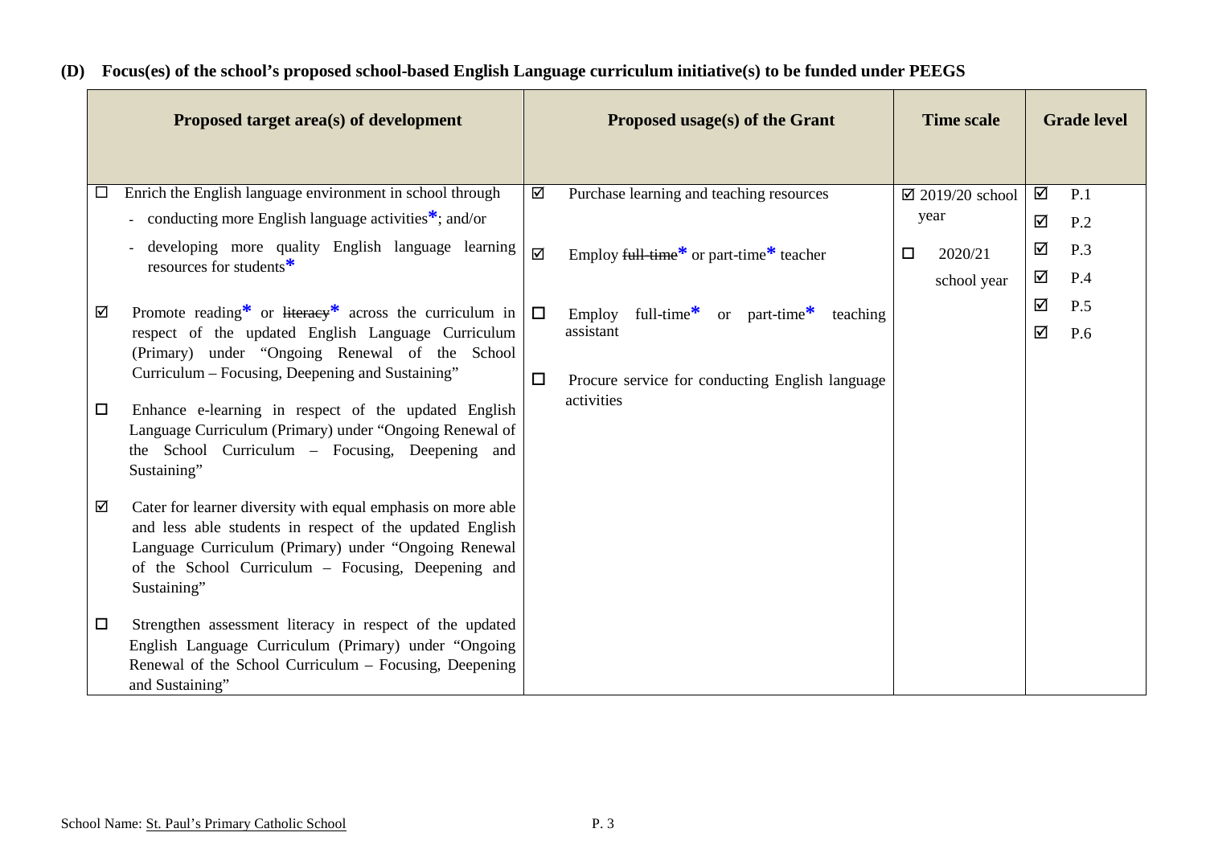### (D) Focus(es) of the school's proposed school-based English Language curriculum initiative(s) to be funded under PEEGS

| Proposed target area(s) of development | Proposed usage(s) of the Grant | Time scale | Grade level |
|---|---|---|---|
| ☐ Enrich the English language environment in school through<br>- conducting more English language activities*; and/or<br>- developing more quality English language learning resources for students*<br><br>☑ Promote reading* or ~~literacy~~* across the curriculum in respect of the updated English Language Curriculum (Primary) under "Ongoing Renewal of the School Curriculum – Focusing, Deepening and Sustaining"<br><br>☐ Enhance e-learning in respect of the updated English Language Curriculum (Primary) under "Ongoing Renewal of the School Curriculum – Focusing, Deepening and Sustaining"<br><br>☑ Cater for learner diversity with equal emphasis on more able and less able students in respect of the updated English Language Curriculum (Primary) under "Ongoing Renewal of the School Curriculum – Focusing, Deepening and Sustaining"<br><br>☐ Strengthen assessment literacy in respect of the updated English Language Curriculum (Primary) under "Ongoing Renewal of the School Curriculum – Focusing, Deepening and Sustaining" | ☑ Purchase learning and teaching resources<br><br>☑ Employ ~~full-time~~* or part-time* teacher<br><br>☐ Employ full-time* or part-time* teaching assistant<br><br>☐ Procure service for conducting English language activities | ☑ 2019/20 school year<br><br>☐ 2020/21 school year | ☑ P.1<br>☑ P.2<br>☑ P.3<br>☑ P.4<br>☑ P.5<br>☑ P.6 |

School Name: St. Paul's Primary Catholic School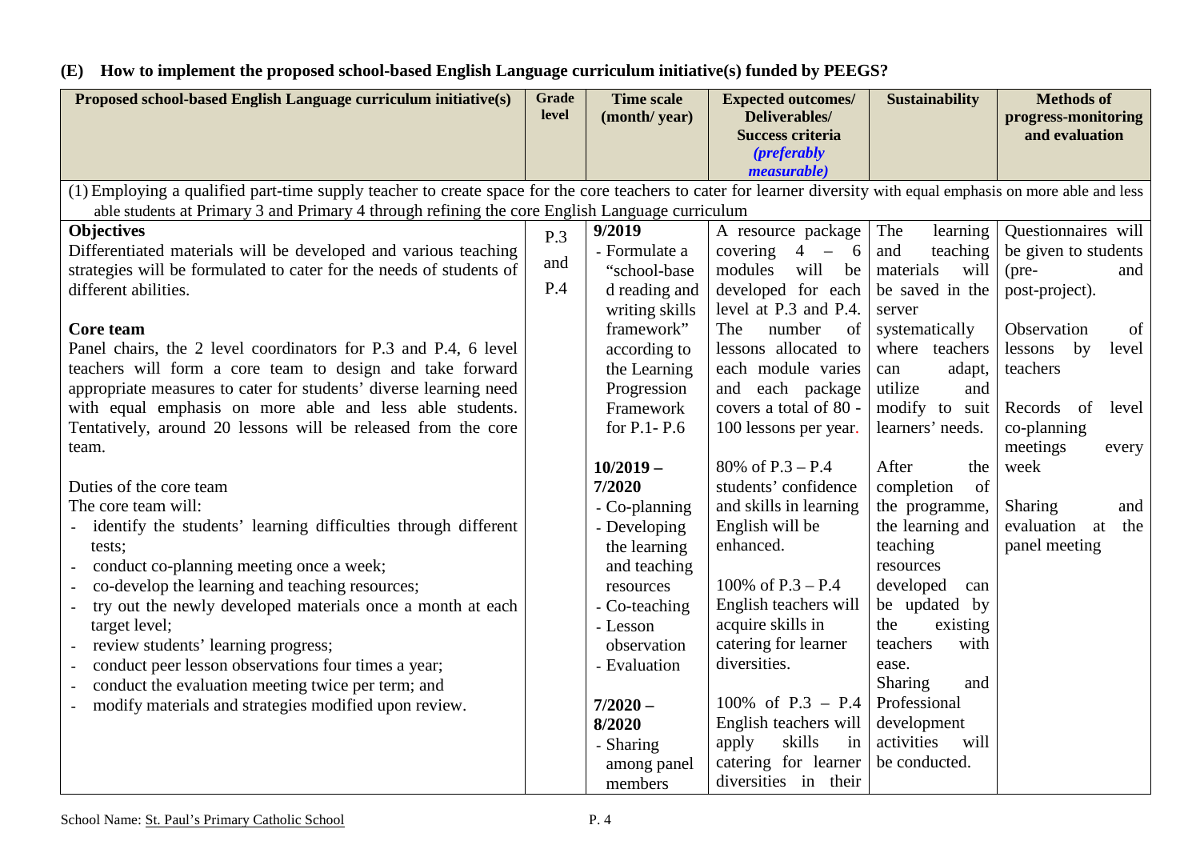## (E) How to implement the proposed school-based English Language curriculum initiative(s) funded by PEEGS?

| Proposed school-based English Language curriculum initiative(s) | Grade level | Time scale (month/ year) | Expected outcomes/ Deliverables/ Success criteria *(preferably measurable)* | Sustainability | Methods of progress-monitoring and evaluation |
|---|---|---|---|---|---|
| (1) Employing a qualified part-time supply teacher to create space for the core teachers to cater for learner diversity with equal emphasis on more able and less able students at Primary 3 and Primary 4 through refining the core English Language curriculum | | | | | |
| **Objectives**<br>Differentiated materials will be developed and various teaching strategies will be formulated to cater for the needs of students of different abilities.<br><br>**Core team**<br>Panel chairs, the 2 level coordinators for P.3 and P.4, 6 level teachers will form a core team to design and take forward appropriate measures to cater for students' diverse learning need with equal emphasis on more able and less able students. Tentatively, around 20 lessons will be released from the core team.<br><br>Duties of the core team<br>The core team will:<br>- identify the students' learning difficulties through different tests;<br>- conduct co-planning meeting once a week;<br>- co-develop the learning and teaching resources;<br>- try out the newly developed materials once a month at each target level;<br>- review students' learning progress;<br>- conduct peer lesson observations four times a year;<br>- conduct the evaluation meeting twice per term; and<br>- modify materials and strategies modified upon review. | P.3 and P.4 | **9/2019**<br>- Formulate a "school-based reading and writing skills framework" according to the Learning Progression Framework for P.1- P.6<br><br>**10/2019 – 7/2020**<br>- Co-planning<br>- Developing the learning and teaching resources<br>- Co-teaching<br>- Lesson observation<br>- Evaluation<br><br>**7/2020 – 8/2020**<br>- Sharing among panel members | A resource package covering 4 – 6 modules will be developed for each level at P.3 and P.4. The number of lessons allocated to each module varies and each package covers a total of 80 - 100 lessons per year.<br><br>80% of P.3 – P.4 students' confidence and skills in learning English will be enhanced.<br><br>100% of P.3 – P.4 English teachers will acquire skills in catering for learner diversities.<br><br>100% of P.3 – P.4 English teachers will apply skills in catering for learner diversities in their | The learning and teaching materials will be saved in the server systematically where teachers can adapt, utilize and modify to suit learners' needs.<br><br>After the completion of the programme, the learning and teaching resources developed can be updated by the existing teachers with ease.<br>Sharing and Professional development activities will be conducted. | Questionnaires will be given to students (pre- and post-project).<br><br>Observation of lessons by level teachers<br><br>Records of level co-planning meetings every week<br><br>Sharing and evaluation at the panel meeting |

School Name: St. Paul's Primary Catholic School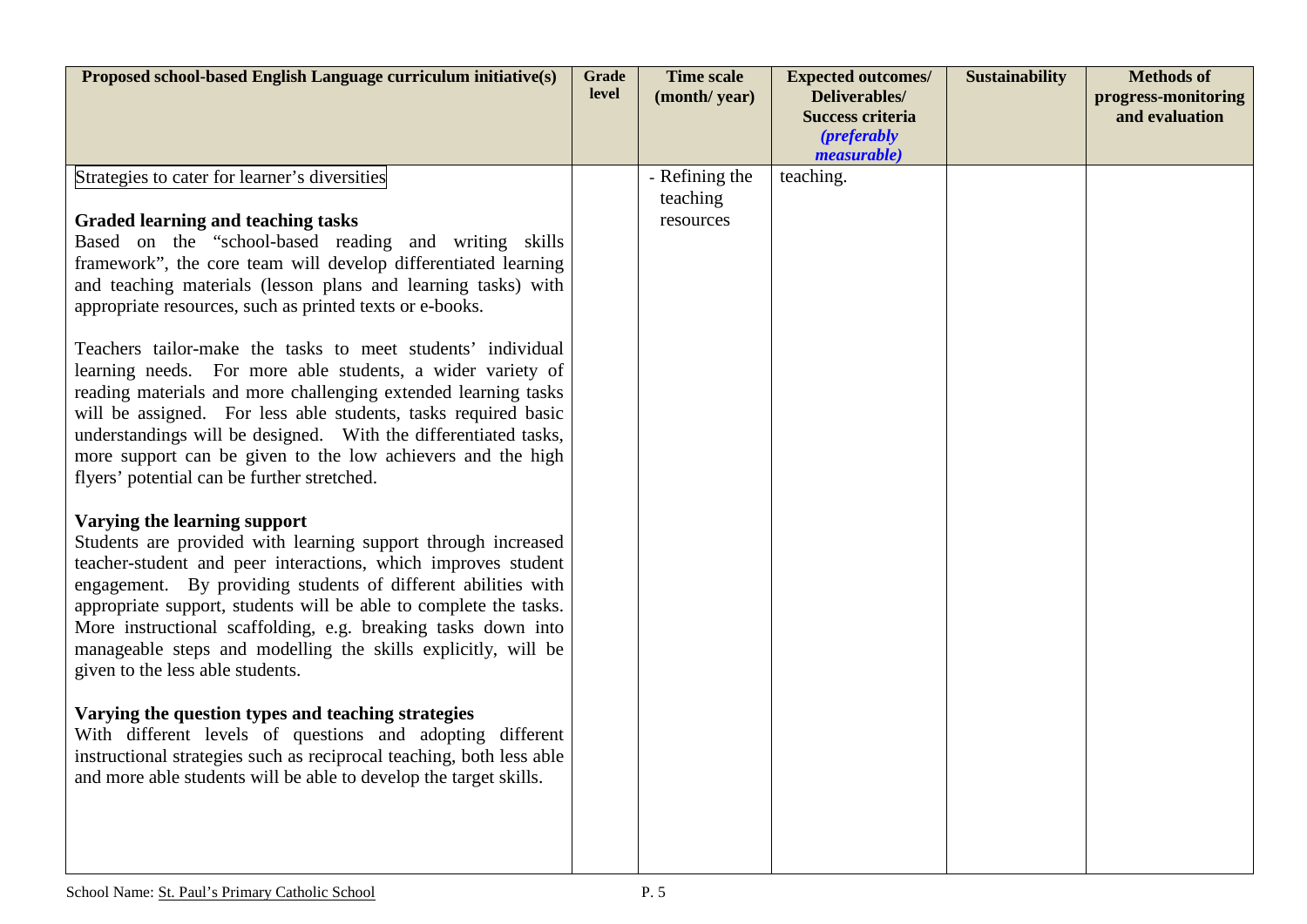| Proposed school-based English Language curriculum initiative(s) | Grade level | Time scale (month/ year) | Expected outcomes/ Deliverables/ Success criteria *(preferably measurable)* | Sustainability | Methods of progress-monitoring and evaluation |
|---|---|---|---|---|---|
| Strategies to cater for learner's diversities<br><br>**Graded learning and teaching tasks**<br>Based on the "school-based reading and writing skills framework", the core team will develop differentiated learning and teaching materials (lesson plans and learning tasks) with appropriate resources, such as printed texts or e-books.<br><br>Teachers tailor-make the tasks to meet students' individual learning needs. For more able students, a wider variety of reading materials and more challenging extended learning tasks will be assigned. For less able students, tasks required basic understandings will be designed. With the differentiated tasks, more support can be given to the low achievers and the high flyers' potential can be further stretched.<br><br>**Varying the learning support**<br>Students are provided with learning support through increased teacher-student and peer interactions, which improves student engagement. By providing students of different abilities with appropriate support, students will be able to complete the tasks. More instructional scaffolding, e.g. breaking tasks down into manageable steps and modelling the skills explicitly, will be given to the less able students.<br><br>**Varying the question types and teaching strategies**<br>With different levels of questions and adopting different instructional strategies such as reciprocal teaching, both less able and more able students will be able to develop the target skills. | | - Refining the teaching resources | teaching. | | |

School Name: St. Paul's Primary Catholic School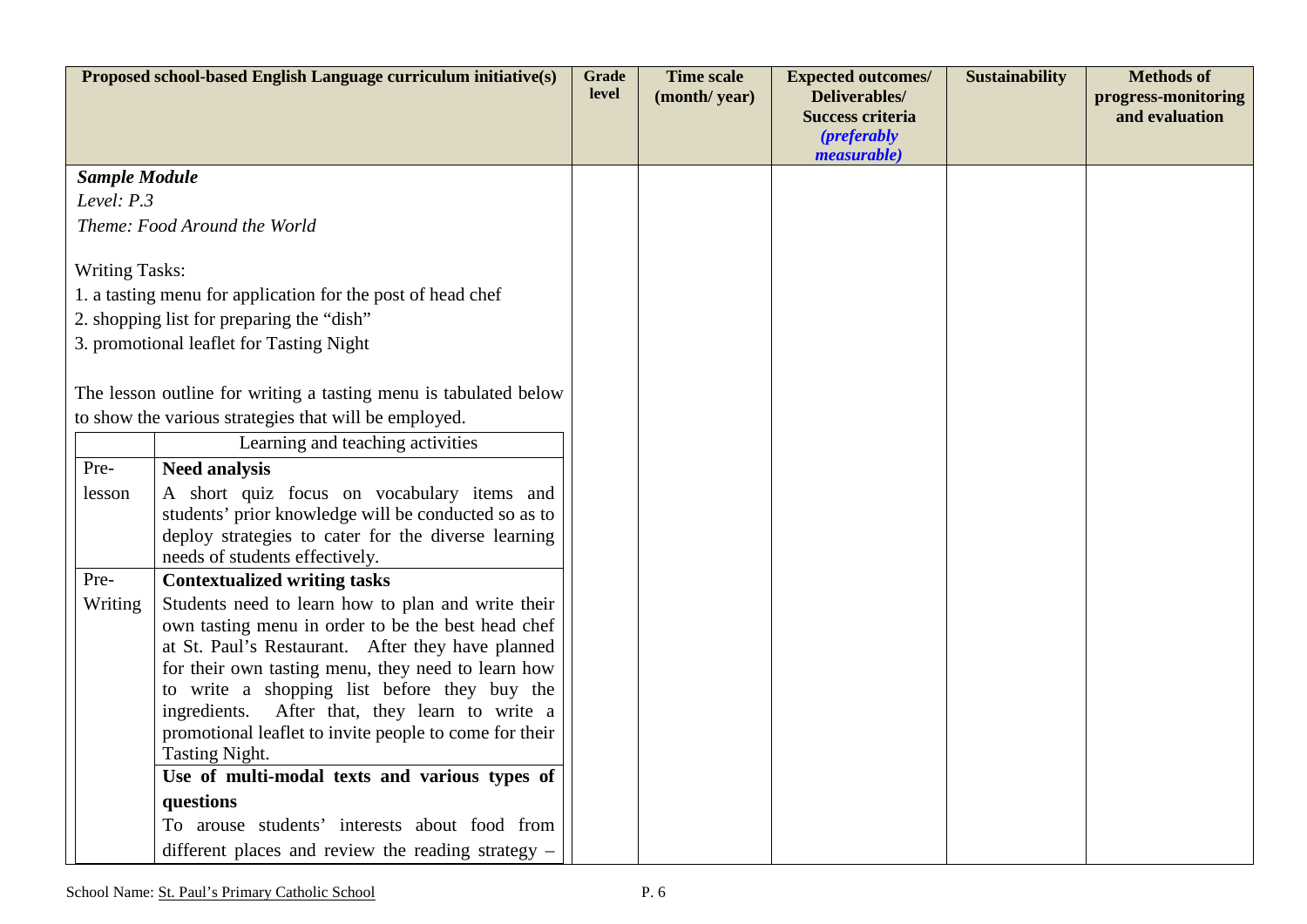| Proposed school-based English Language curriculum initiative(s) | Grade level | Time scale (month/ year) | Expected outcomes/ Deliverables/ Success criteria *(preferably measurable)* | Sustainability | Methods of progress-monitoring and evaluation |
|---|---|---|---|---|---|
| ***Sample Module***<br>*Level: P.3*<br>*Theme: Food Around the World*<br><br>Writing Tasks:<br>1. a tasting menu for application for the post of head chef<br>2. shopping list for preparing the "dish"<br>3. promotional leaflet for Tasting Night<br><br>The lesson outline for writing a tasting menu is tabulated below to show the various strategies that will be employed. | | | | | |

| | Learning and teaching activities |
|---|---|
| Pre-lesson | **Need analysis**<br>A short quiz focus on vocabulary items and students' prior knowledge will be conducted so as to deploy strategies to cater for the diverse learning needs of students effectively. |
| Pre-Writing | **Contextualized writing tasks**<br>Students need to learn how to plan and write their own tasting menu in order to be the best head chef at St. Paul's Restaurant. After they have planned for their own tasting menu, they need to learn how to write a shopping list before they buy the ingredients. After that, they learn to write a promotional leaflet to invite people to come for their Tasting Night. |
| | **Use of multi-modal texts and various types of questions**<br>To arouse students' interests about food from different places and review the reading strategy – |

School Name: St. Paul's Primary Catholic School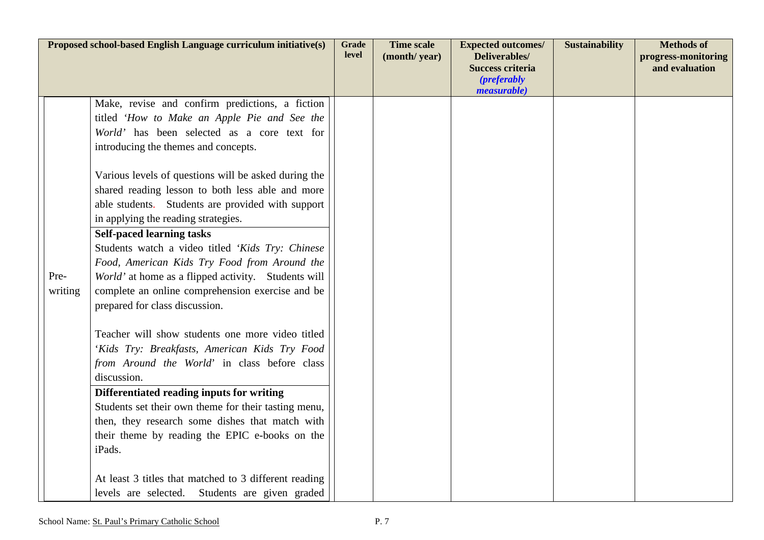| Proposed school-based English Language curriculum initiative(s) | | Grade level | Time scale (month/ year) | Expected outcomes/ Deliverables/ Success criteria *(preferably measurable)* | Sustainability | Methods of progress-monitoring and evaluation |
|---|---|---|---|---|---|---|
| Pre-writing | Make, revise and confirm predictions, a fiction titled *'How to Make an Apple Pie and See the World'* has been selected as a core text for introducing the themes and concepts.<br><br>Various levels of questions will be asked during the shared reading lesson to both less able and more able students. Students are provided with support in applying the reading strategies. | | | | | |
| | **Self-paced learning tasks**<br>Students watch a video titled *'Kids Try: Chinese Food, American Kids Try Food from Around the World'* at home as a flipped activity. Students will complete an online comprehension exercise and be prepared for class discussion.<br><br>Teacher will show students one more video titled '*Kids Try: Breakfasts, American Kids Try Food from Around the World*' in class before class discussion. | | | | | |
| | **Differentiated reading inputs for writing**<br>Students set their own theme for their tasting menu, then, they research some dishes that match with their theme by reading the EPIC e-books on the iPads.<br><br>At least 3 titles that matched to 3 different reading levels are selected. Students are given graded | | | | | |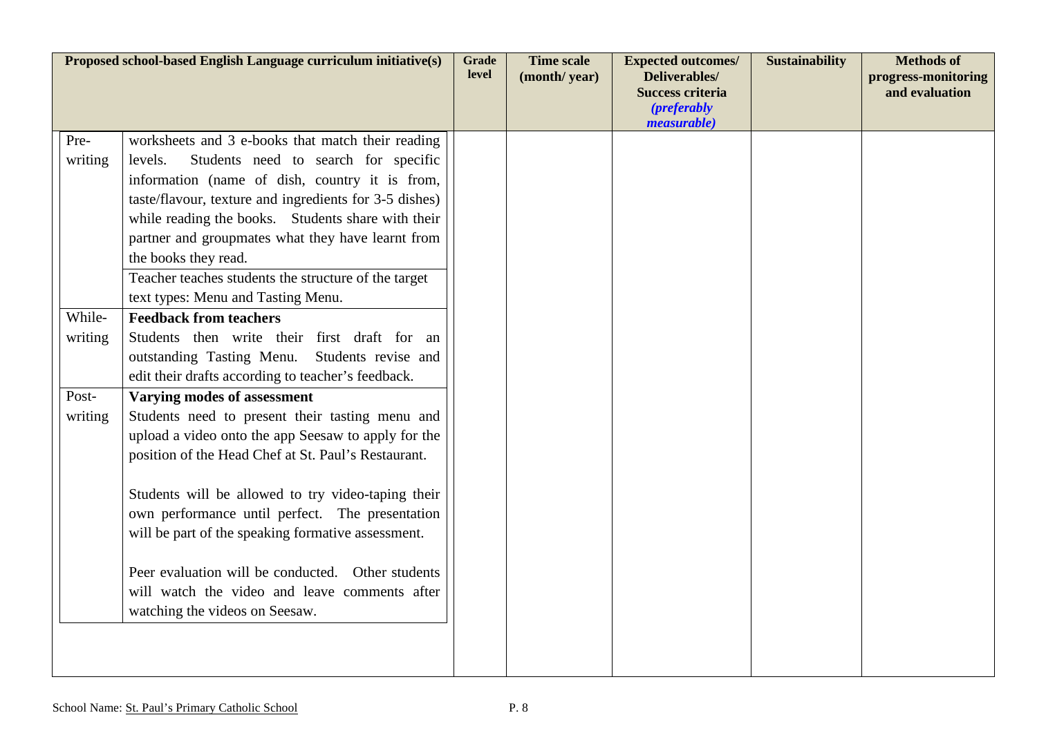| Proposed school-based English Language curriculum initiative(s) | | Grade level | Time scale (month/ year) | Expected outcomes/ Deliverables/ Success criteria *(preferably measurable)* | Sustainability | Methods of progress-monitoring and evaluation |
|---|---|---|---|---|---|---|
| Pre-writing | worksheets and 3 e-books that match their reading levels. Students need to search for specific information (name of dish, country it is from, taste/flavour, texture and ingredients for 3-5 dishes) while reading the books. Students share with their partner and groupmates what they have learnt from the books they read. | | | | | |
| | Teacher teaches students the structure of the target text types: Menu and Tasting Menu. | | | | | |
| While-writing | **Feedback from teachers**<br>Students then write their first draft for an outstanding Tasting Menu. Students revise and edit their drafts according to teacher's feedback. | | | | | |
| Post-writing | **Varying modes of assessment**<br>Students need to present their tasting menu and upload a video onto the app Seesaw to apply for the position of the Head Chef at St. Paul's Restaurant.<br><br>Students will be allowed to try video-taping their own performance until perfect. The presentation will be part of the speaking formative assessment.<br><br>Peer evaluation will be conducted. Other students will watch the video and leave comments after watching the videos on Seesaw. | | | | | |

School Name: St. Paul's Primary Catholic School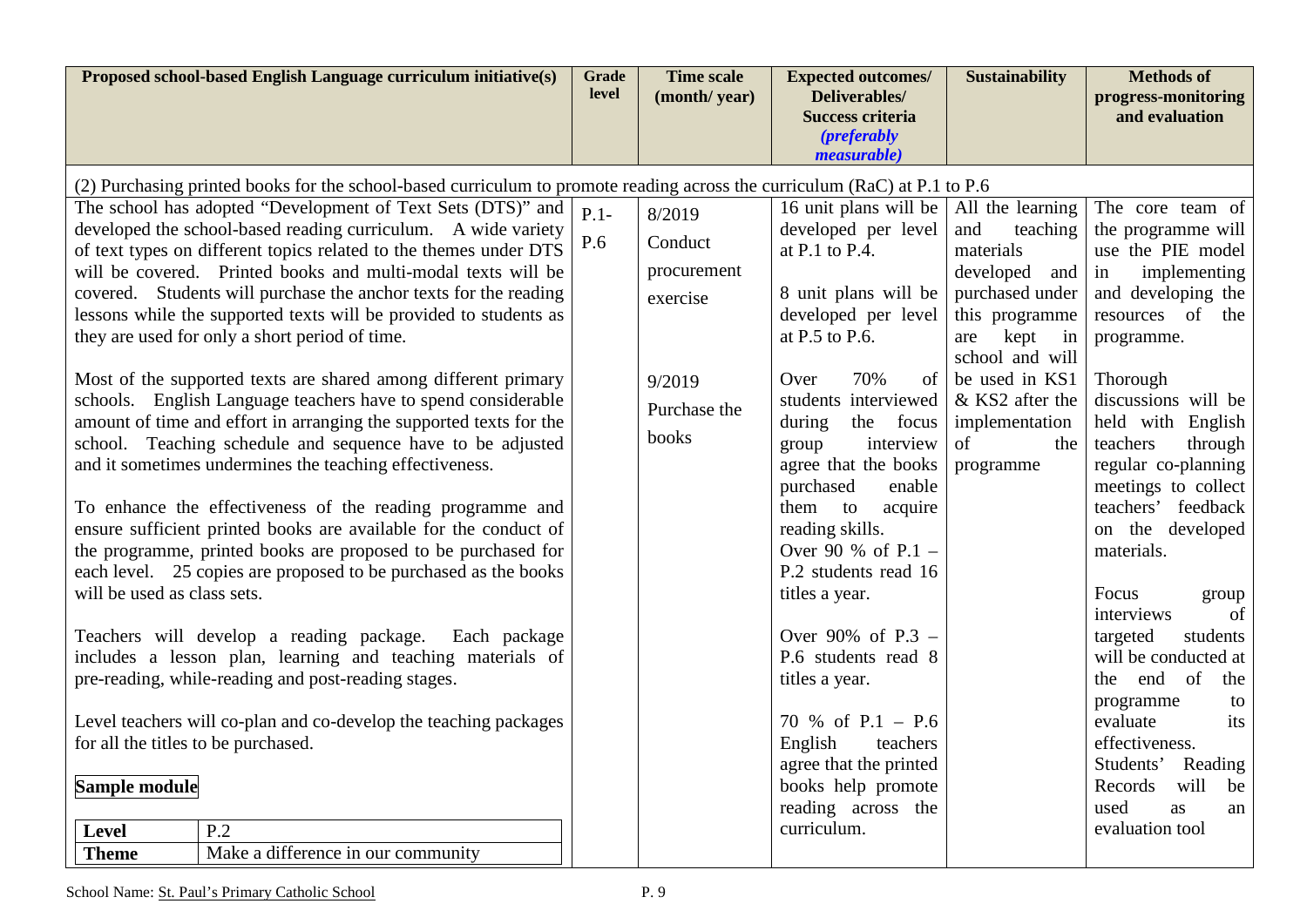| Proposed school-based English Language curriculum initiative(s) | Grade level | Time scale (month/ year) | Expected outcomes/ Deliverables/ Success criteria *(preferably measurable)* | Sustainability | Methods of progress-monitoring and evaluation |
|---|---|---|---|---|---|
| (2) Purchasing printed books for the school-based curriculum to promote reading across the curriculum (RaC) at P.1 to P.6 | | | | | |
| The school has adopted "Development of Text Sets (DTS)" and developed the school-based reading curriculum. A wide variety of text types on different topics related to the themes under DTS will be covered. Printed books and multi-modal texts will be covered. Students will purchase the anchor texts for the reading lessons while the supported texts will be provided to students as they are used for only a short period of time.<br><br>Most of the supported texts are shared among different primary schools. English Language teachers have to spend considerable amount of time and effort in arranging the supported texts for the school. Teaching schedule and sequence have to be adjusted and it sometimes undermines the teaching effectiveness.<br><br>To enhance the effectiveness of the reading programme and ensure sufficient printed books are available for the conduct of the programme, printed books are proposed to be purchased for each level. 25 copies are proposed to be purchased as the books will be used as class sets.<br><br>Teachers will develop a reading package. Each package includes a lesson plan, learning and teaching materials of pre-reading, while-reading and post-reading stages.<br><br>Level teachers will co-plan and co-develop the teaching packages for all the titles to be purchased.<br><br>**Sample module**<br><br>**Level**: P.2<br>**Theme**: Make a difference in our community | P.1-P.6 | 8/2019<br>Conduct procurement exercise<br><br>9/2019<br>Purchase the books | 16 unit plans will be developed per level at P.1 to P.4.<br><br>8 unit plans will be developed per level at P.5 to P.6.<br><br>Over 70% of students interviewed during the focus group interview agree that the books purchased enable them to acquire reading skills.<br>Over 90 % of P.1 – P.2 students read 16 titles a year.<br><br>Over 90% of P.3 – P.6 students read 8 titles a year.<br><br>70 % of P.1 – P.6 English teachers agree that the printed books help promote reading across the curriculum. | All the learning and teaching materials developed and purchased under this programme are kept in school and will be used in KS1 & KS2 after the implementation of the programme | The core team of the programme will use the PIE model in implementing and developing the resources of the programme.<br><br>Thorough discussions will be held with English teachers through regular co-planning meetings to collect teachers' feedback on the developed materials.<br><br>Focus group interviews of targeted students will be conducted at the end of the programme to evaluate its effectiveness.<br>Students' Reading Records will be used as an evaluation tool |

School Name: St. Paul's Primary Catholic School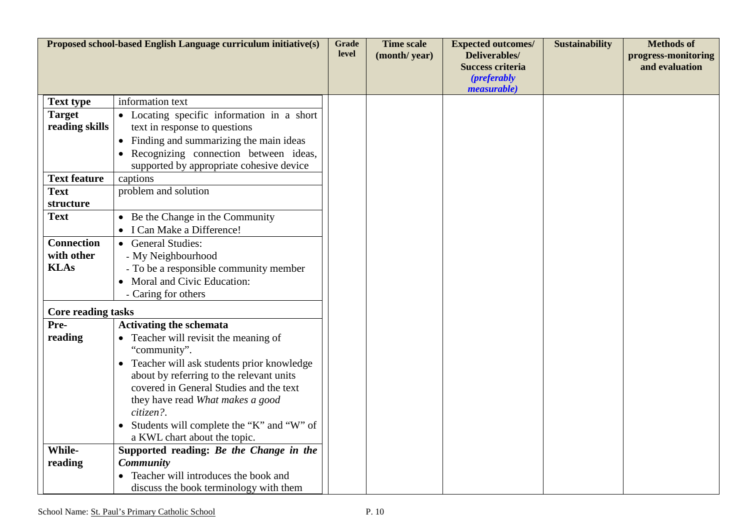| Proposed school-based English Language curriculum initiative(s) | | Grade level | Time scale (month/ year) | Expected outcomes/ Deliverables/ Success criteria *(preferably measurable)* | Sustainability | Methods of progress-monitoring and evaluation |
|---|---|---|---|---|---|---|
| **Text type** | information text | | | | | |
| **Target reading skills** | • Locating specific information in a short text in response to questions<br>• Finding and summarizing the main ideas<br>• Recognizing connection between ideas, supported by appropriate cohesive device | | | | | |
| **Text feature** | captions | | | | | |
| **Text structure** | problem and solution | | | | | |
| **Text** | • Be the Change in the Community<br>• I Can Make a Difference! | | | | | |
| **Connection with other KLAs** | • General Studies:<br>- My Neighbourhood<br>- To be a responsible community member<br>• Moral and Civic Education:<br>- Caring for others | | | | | |
| **Core reading tasks** | | | | | | |
| **Pre-reading** | **Activating the schemata**<br>• Teacher will revisit the meaning of "community".<br>• Teacher will ask students prior knowledge about by referring to the relevant units covered in General Studies and the text they have read *What makes a good citizen?*.<br>• Students will complete the "K" and "W" of a KWL chart about the topic. | | | | | |
| **While-reading** | **Supported reading: *Be the Change in the Community***<br>• Teacher will introduces the book and discuss the book terminology with them | | | | | |

School Name: St. Paul's Primary Catholic School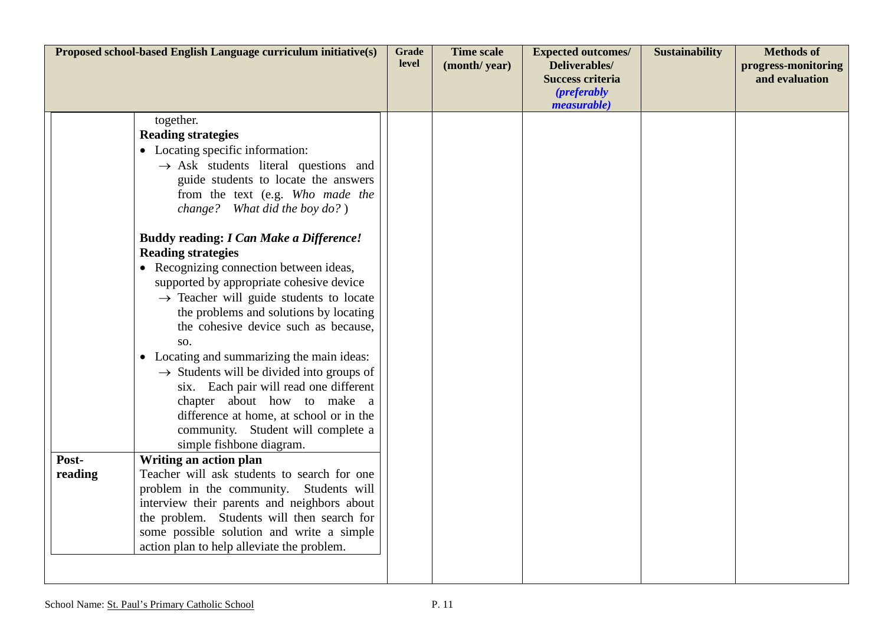| Proposed school-based English Language curriculum initiative(s) | | Grade level | Time scale (month/ year) | Expected outcomes/ Deliverables/ Success criteria *(preferably measurable)* | Sustainability | Methods of progress-monitoring and evaluation |
|---|---|---|---|---|---|---|
| | together.<br>**Reading strategies**<br>• Locating specific information:<br>→ Ask students literal questions and guide students to locate the answers from the text (e.g. *Who made the change? What did the boy do?* )<br><br>**Buddy reading: *I Can Make a Difference!***<br>**Reading strategies**<br>• Recognizing connection between ideas, supported by appropriate cohesive device<br>→ Teacher will guide students to locate the problems and solutions by locating the cohesive device such as because, so.<br>• Locating and summarizing the main ideas:<br>→ Students will be divided into groups of six. Each pair will read one different chapter about how to make a difference at home, at school or in the community. Student will complete a simple fishbone diagram. | | | | | |
| **Post-reading** | **Writing an action plan**<br>Teacher will ask students to search for one problem in the community. Students will interview their parents and neighbors about the problem. Students will then search for some possible solution and write a simple action plan to help alleviate the problem. | | | | | |

School Name: St. Paul's Primary Catholic School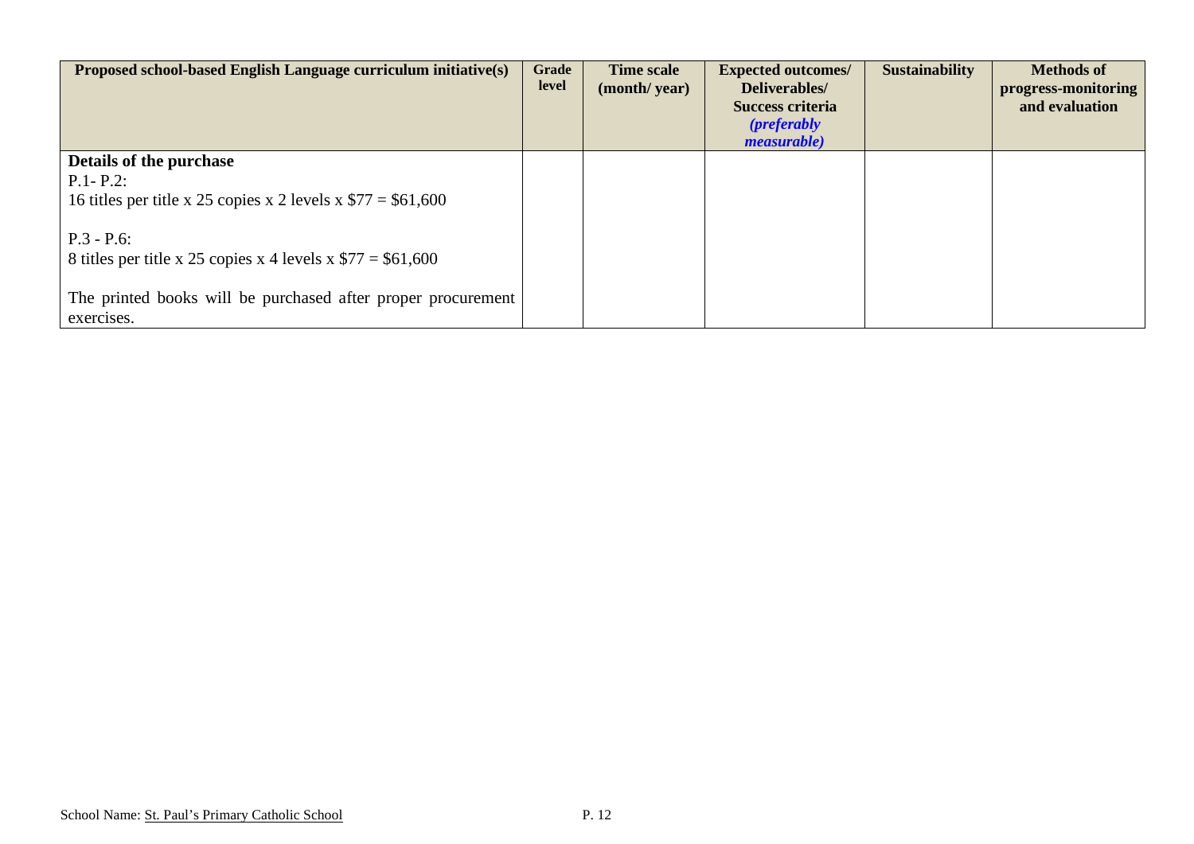| Proposed school-based English Language curriculum initiative(s) | Grade level | Time scale (month/ year) | Expected outcomes/ Deliverables/ Success criteria *(preferably measurable)* | Sustainability | Methods of progress-monitoring and evaluation |
|---|---|---|---|---|---|
| **Details of the purchase**<br>P.1- P.2:<br>16 titles per title x 25 copies x 2 levels x $77 = $61,600<br><br>P.3 - P.6:<br>8 titles per title x 25 copies x 4 levels x $77 = $61,600<br><br>The printed books will be purchased after proper procurement exercises. | | | | | |

School Name: St. Paul's Primary Catholic School